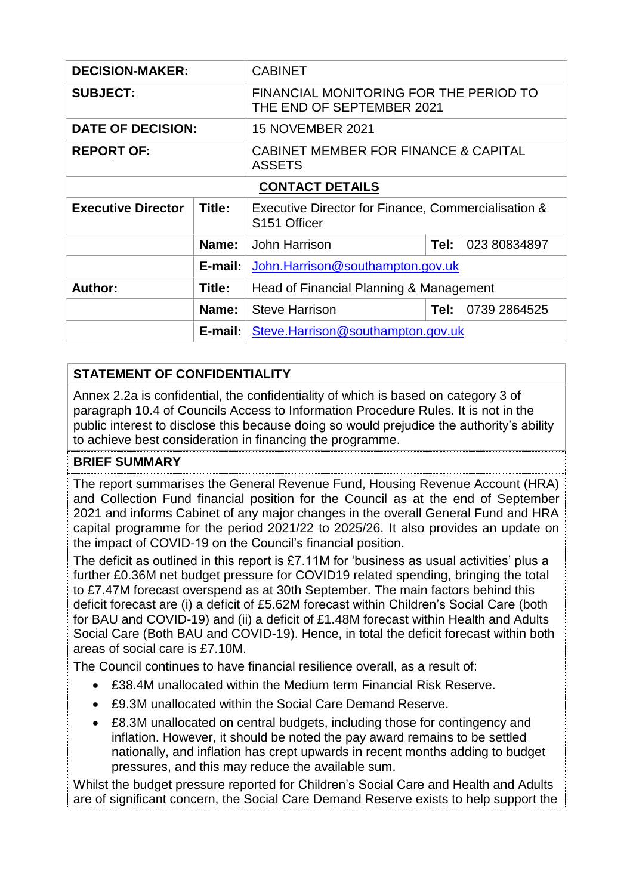| DECISION-MAKER: | | CABINET | | |
| --- | --- | --- | --- | --- |
| SUBJECT: | | FINANCIAL MONITORING FOR THE PERIOD TO THE END OF SEPTEMBER 2021 | | |
| DATE OF DECISION: | | 15 NOVEMBER 2021 | | |
| REPORT OF: | | CABINET MEMBER FOR FINANCE & CAPITAL ASSETS | | |
| **CONTACT DETAILS** | | | | |
| Executive Director | Title: | Executive Director for Finance, Commercialisation & S151 Officer | | |
| | Name: | John Harrison | Tel: | 023 80834897 |
| | E-mail: | John.Harrison@southampton.gov.uk | | |
| Author: | Title: | Head of Financial Planning & Management | | |
| | Name: | Steve Harrison | Tel: | 0739 2864525 |
| | E-mail: | Steve.Harrison@southampton.gov.uk | | |

**STATEMENT OF CONFIDENTIALITY**

Annex 2.2a is confidential, the confidentiality of which is based on category 3 of paragraph 10.4 of Councils Access to Information Procedure Rules. It is not in the public interest to disclose this because doing so would prejudice the authority's ability to achieve best consideration in financing the programme.

**BRIEF SUMMARY**

The report summarises the General Revenue Fund, Housing Revenue Account (HRA) and Collection Fund financial position for the Council as at the end of September 2021 and informs Cabinet of any major changes in the overall General Fund and HRA capital programme for the period 2021/22 to 2025/26. It also provides an update on the impact of COVID-19 on the Council's financial position.

The deficit as outlined in this report is £7.11M for 'business as usual activities' plus a further £0.36M net budget pressure for COVID19 related spending, bringing the total to £7.47M forecast overspend as at 30th September. The main factors behind this deficit forecast are (i) a deficit of £5.62M forecast within Children's Social Care (both for BAU and COVID-19) and (ii) a deficit of £1.48M forecast within Health and Adults Social Care (Both BAU and COVID-19). Hence, in total the deficit forecast within both areas of social care is £7.10M.

The Council continues to have financial resilience overall, as a result of:

- £38.4M unallocated within the Medium term Financial Risk Reserve.
- £9.3M unallocated within the Social Care Demand Reserve.
- £8.3M unallocated on central budgets, including those for contingency and inflation. However, it should be noted the pay award remains to be settled nationally, and inflation has crept upwards in recent months adding to budget pressures, and this may reduce the available sum.

Whilst the budget pressure reported for Children's Social Care and Health and Adults are of significant concern, the Social Care Demand Reserve exists to help support the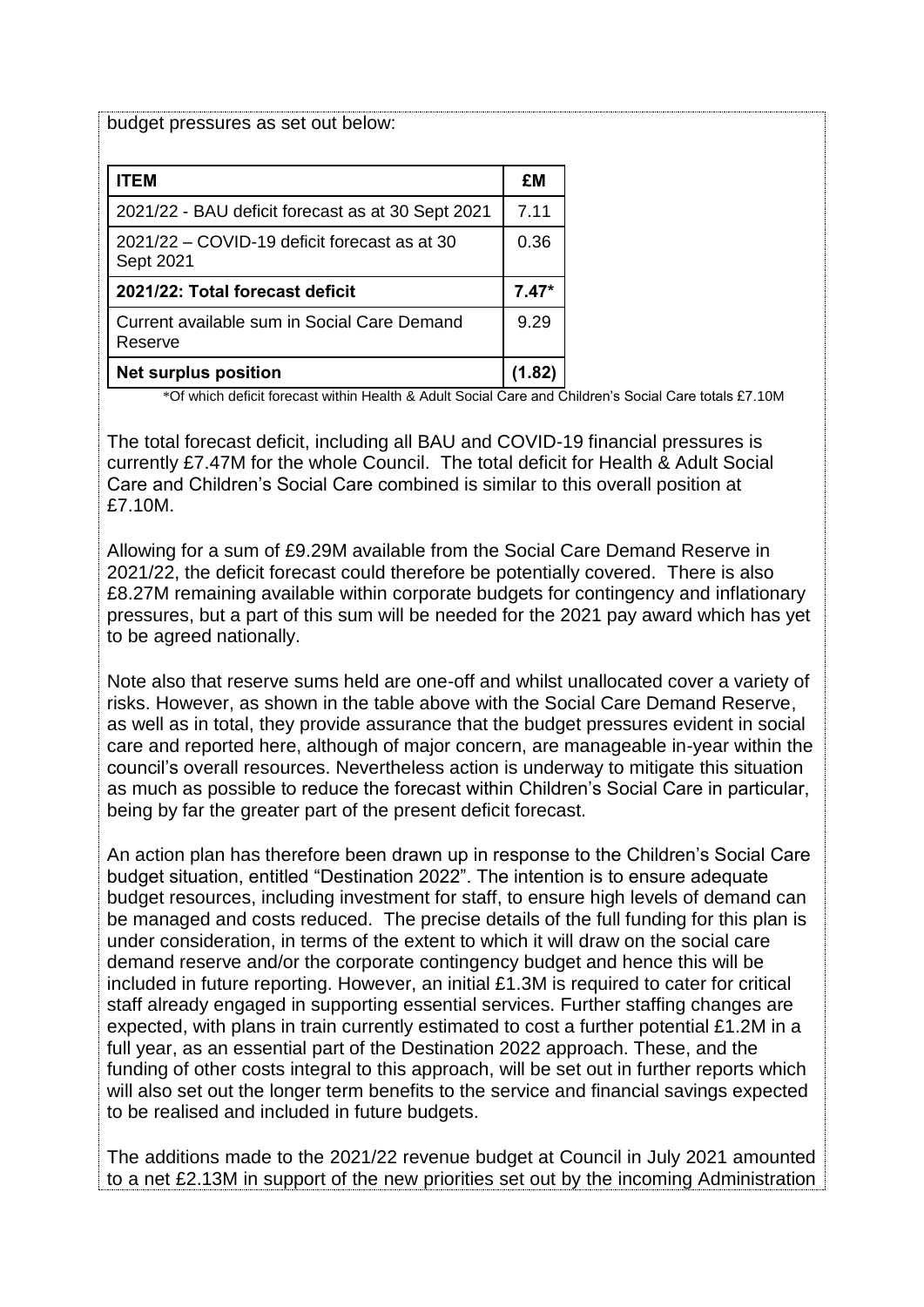budget pressures as set out below:

| **ITEM** | **£M** |
| --- | --- |
| 2021/22 - BAU deficit forecast as at 30 Sept 2021 | 7.11 |
| 2021/22 – COVID-19 deficit forecast as at 30 Sept 2021 | 0.36 |
| **2021/22: Total forecast deficit** | **7.47*** |
| Current available sum in Social Care Demand Reserve | 9.29 |
| **Net surplus position** | **(1.82)** |

*Of which deficit forecast within Health & Adult Social Care and Children's Social Care totals £7.10M

The total forecast deficit, including all BAU and COVID-19 financial pressures is currently £7.47M for the whole Council. The total deficit for Health & Adult Social Care and Children's Social Care combined is similar to this overall position at £7.10M.

Allowing for a sum of £9.29M available from the Social Care Demand Reserve in 2021/22, the deficit forecast could therefore be potentially covered. There is also £8.27M remaining available within corporate budgets for contingency and inflationary pressures, but a part of this sum will be needed for the 2021 pay award which has yet to be agreed nationally.

Note also that reserve sums held are one-off and whilst unallocated cover a variety of risks. However, as shown in the table above with the Social Care Demand Reserve, as well as in total, they provide assurance that the budget pressures evident in social care and reported here, although of major concern, are manageable in-year within the council's overall resources. Nevertheless action is underway to mitigate this situation as much as possible to reduce the forecast within Children's Social Care in particular, being by far the greater part of the present deficit forecast.

An action plan has therefore been drawn up in response to the Children's Social Care budget situation, entitled "Destination 2022". The intention is to ensure adequate budget resources, including investment for staff, to ensure high levels of demand can be managed and costs reduced. The precise details of the full funding for this plan is under consideration, in terms of the extent to which it will draw on the social care demand reserve and/or the corporate contingency budget and hence this will be included in future reporting. However, an initial £1.3M is required to cater for critical staff already engaged in supporting essential services. Further staffing changes are expected, with plans in train currently estimated to cost a further potential £1.2M in a full year, as an essential part of the Destination 2022 approach. These, and the funding of other costs integral to this approach, will be set out in further reports which will also set out the longer term benefits to the service and financial savings expected to be realised and included in future budgets.

The additions made to the 2021/22 revenue budget at Council in July 2021 amounted to a net £2.13M in support of the new priorities set out by the incoming Administration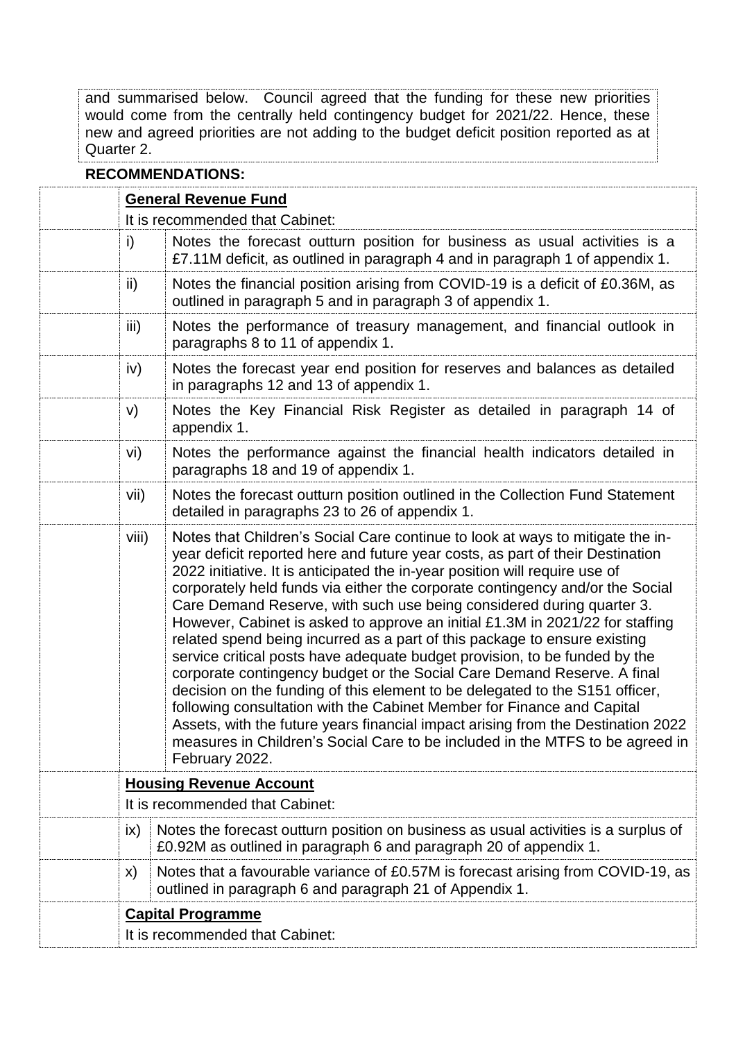and summarised below. Council agreed that the funding for these new priorities would come from the centrally held contingency budget for 2021/22. Hence, these new and agreed priorities are not adding to the budget deficit position reported as at Quarter 2.

**RECOMMENDATIONS:**

| | |
|---|---|
| **General Revenue Fund** | |
| It is recommended that Cabinet: | |
| i) | Notes the forecast outturn position for business as usual activities is a £7.11M deficit, as outlined in paragraph 4 and in paragraph 1 of appendix 1. |
| ii) | Notes the financial position arising from COVID-19 is a deficit of £0.36M, as outlined in paragraph 5 and in paragraph 3 of appendix 1. |
| iii) | Notes the performance of treasury management, and financial outlook in paragraphs 8 to 11 of appendix 1. |
| iv) | Notes the forecast year end position for reserves and balances as detailed in paragraphs 12 and 13 of appendix 1. |
| v) | Notes the Key Financial Risk Register as detailed in paragraph 14 of appendix 1. |
| vi) | Notes the performance against the financial health indicators detailed in paragraphs 18 and 19 of appendix 1. |
| vii) | Notes the forecast outturn position outlined in the Collection Fund Statement detailed in paragraphs 23 to 26 of appendix 1. |
| viii) | Notes that Children's Social Care continue to look at ways to mitigate the in-year deficit reported here and future year costs, as part of their Destination 2022 initiative. It is anticipated the in-year position will require use of corporately held funds via either the corporate contingency and/or the Social Care Demand Reserve, with such use being considered during quarter 3. However, Cabinet is asked to approve an initial £1.3M in 2021/22 for staffing related spend being incurred as a part of this package to ensure existing service critical posts have adequate budget provision, to be funded by the corporate contingency budget or the Social Care Demand Reserve. A final decision on the funding of this element to be delegated to the S151 officer, following consultation with the Cabinet Member for Finance and Capital Assets, with the future years financial impact arising from the Destination 2022 measures in Children's Social Care to be included in the MTFS to be agreed in February 2022. |
| **Housing Revenue Account** | |
| It is recommended that Cabinet: | |
| ix) | Notes the forecast outturn position on business as usual activities is a surplus of £0.92M as outlined in paragraph 6 and paragraph 20 of appendix 1. |
| x) | Notes that a favourable variance of £0.57M is forecast arising from COVID-19, as outlined in paragraph 6 and paragraph 21 of Appendix 1. |
| **Capital Programme** | |
| It is recommended that Cabinet: | |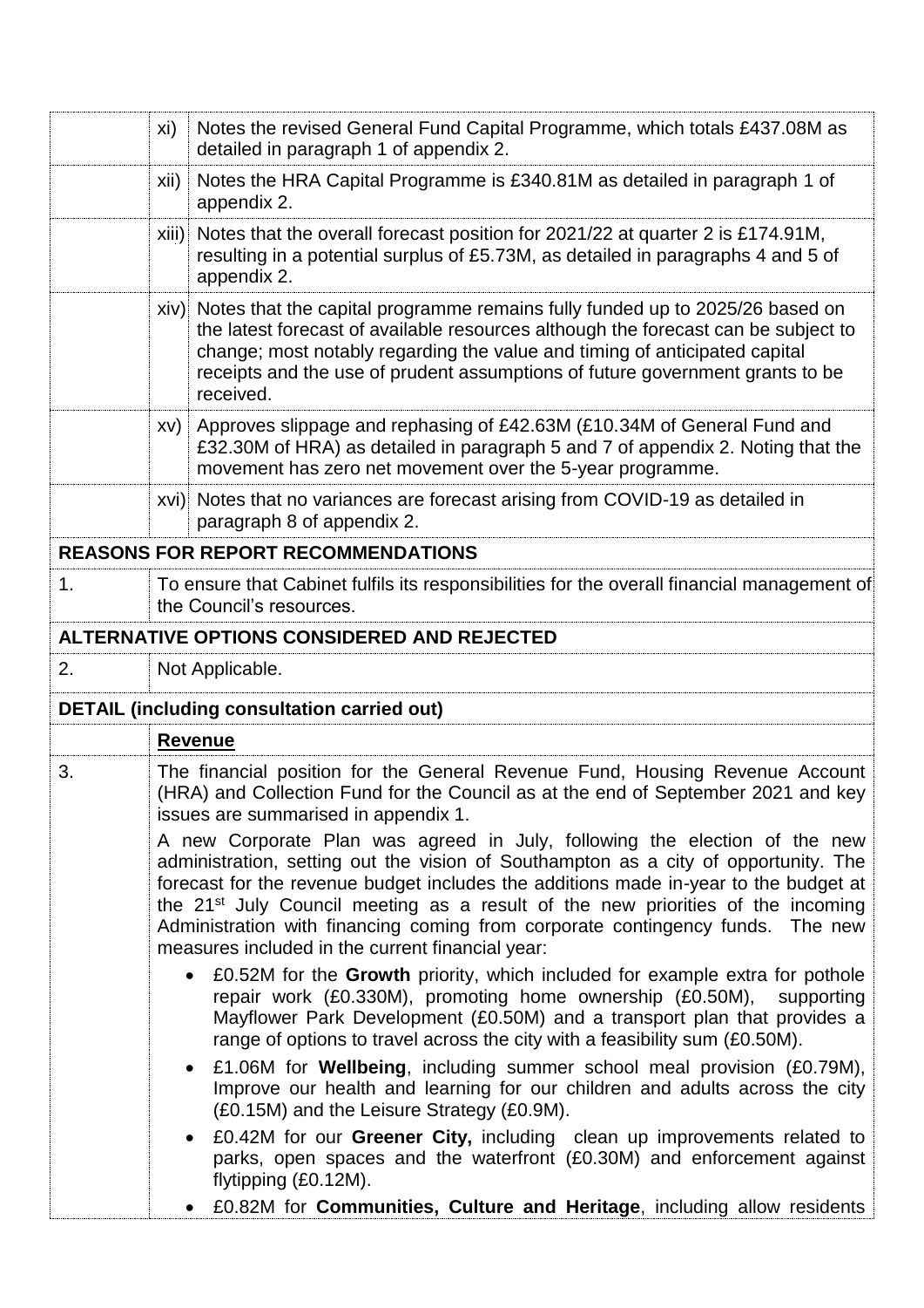|  | xi) | Notes the revised General Fund Capital Programme, which totals £437.08M as detailed in paragraph 1 of appendix 2. |
|---|---|---|
|  | xii) | Notes the HRA Capital Programme is £340.81M as detailed in paragraph 1 of appendix 2. |
|  | xiii) | Notes that the overall forecast position for 2021/22 at quarter 2 is £174.91M, resulting in a potential surplus of £5.73M, as detailed in paragraphs 4 and 5 of appendix 2. |
|  | xiv) | Notes that the capital programme remains fully funded up to 2025/26 based on the latest forecast of available resources although the forecast can be subject to change; most notably regarding the value and timing of anticipated capital receipts and the use of prudent assumptions of future government grants to be received. |
|  | xv) | Approves slippage and rephasing of £42.63M (£10.34M of General Fund and £32.30M of HRA) as detailed in paragraph 5 and 7 of appendix 2. Noting that the movement has zero net movement over the 5-year programme. |
|  | xvi) | Notes that no variances are forecast arising from COVID-19 as detailed in paragraph 8 of appendix 2. |

**REASONS FOR REPORT RECOMMENDATIONS**

| | |
|---|---|
| 1. | To ensure that Cabinet fulfils its responsibilities for the overall financial management of the Council's resources. |

**ALTERNATIVE OPTIONS CONSIDERED AND REJECTED**

| | |
|---|---|
| 2. | Not Applicable. |

**DETAIL (including consultation carried out)**

**Revenue**

3. The financial position for the General Revenue Fund, Housing Revenue Account (HRA) and Collection Fund for the Council as at the end of September 2021 and key issues are summarised in appendix 1.

A new Corporate Plan was agreed in July, following the election of the new administration, setting out the vision of Southampton as a city of opportunity. The forecast for the revenue budget includes the additions made in-year to the budget at the 21st July Council meeting as a result of the new priorities of the incoming Administration with financing coming from corporate contingency funds. The new measures included in the current financial year:

- £0.52M for the **Growth** priority, which included for example extra for pothole repair work (£0.330M), promoting home ownership (£0.50M), supporting Mayflower Park Development (£0.50M) and a transport plan that provides a range of options to travel across the city with a feasibility sum (£0.50M).
- £1.06M for **Wellbeing**, including summer school meal provision (£0.79M), Improve our health and learning for our children and adults across the city (£0.15M) and the Leisure Strategy (£0.9M).
- £0.42M for our **Greener City,** including clean up improvements related to parks, open spaces and the waterfront (£0.30M) and enforcement against flytipping (£0.12M).
- £0.82M for **Communities, Culture and Heritage**, including allow residents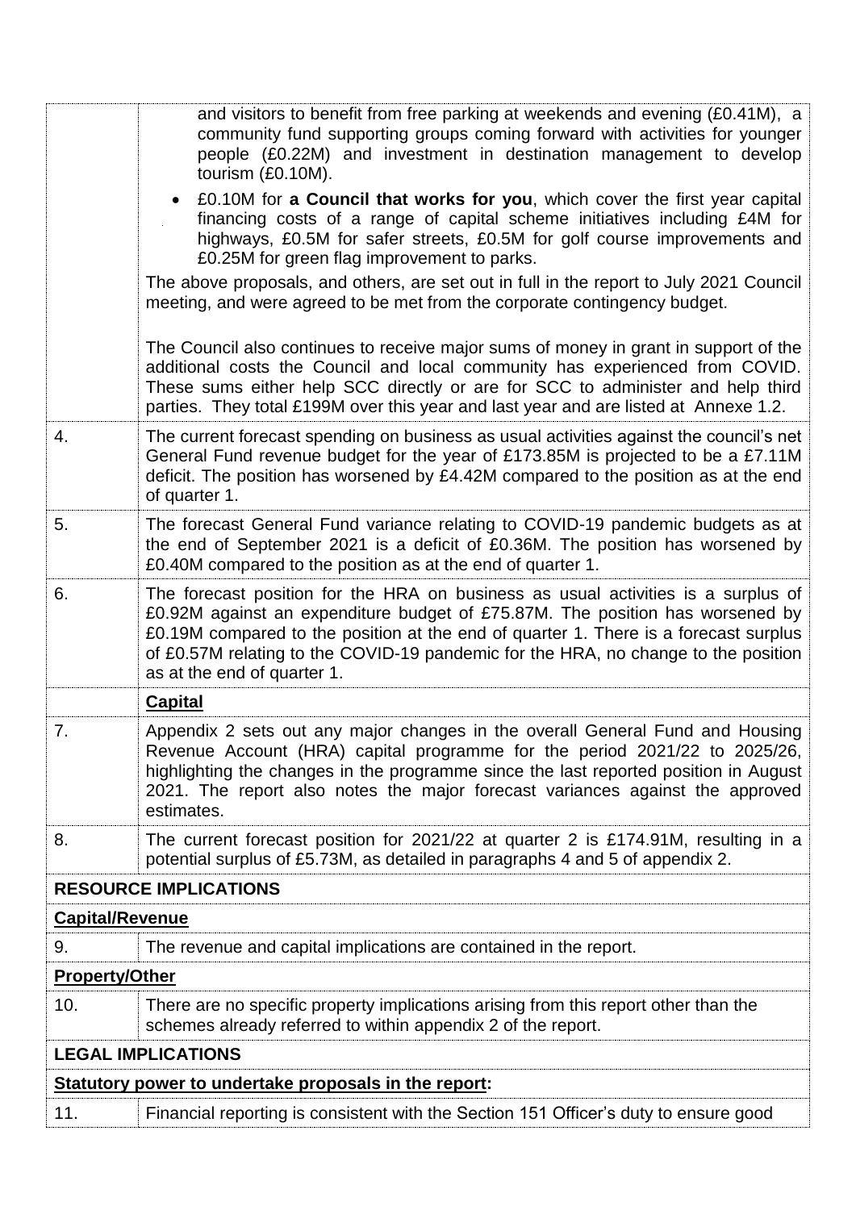| | |
|---|---|
| | and visitors to benefit from free parking at weekends and evening (£0.41M), a community fund supporting groups coming forward with activities for younger people (£0.22M) and investment in destination management to develop tourism (£0.10M).<br>• £0.10M for **a Council that works for you**, which cover the first year capital financing costs of a range of capital scheme initiatives including £4M for highways, £0.5M for safer streets, £0.5M for golf course improvements and £0.25M for green flag improvement to parks.<br>The above proposals, and others, are set out in full in the report to July 2021 Council meeting, and were agreed to be met from the corporate contingency budget.<br><br>The Council also continues to receive major sums of money in grant in support of the additional costs the Council and local community has experienced from COVID. These sums either help SCC directly or are for SCC to administer and help third parties. They total £199M over this year and last year and are listed at Annexe 1.2. |
| 4. | The current forecast spending on business as usual activities against the council's net General Fund revenue budget for the year of £173.85M is projected to be a £7.11M deficit. The position has worsened by £4.42M compared to the position as at the end of quarter 1. |
| 5. | The forecast General Fund variance relating to COVID-19 pandemic budgets as at the end of September 2021 is a deficit of £0.36M. The position has worsened by £0.40M compared to the position as at the end of quarter 1. |
| 6. | The forecast position for the HRA on business as usual activities is a surplus of £0.92M against an expenditure budget of £75.87M. The position has worsened by £0.19M compared to the position at the end of quarter 1. There is a forecast surplus of £0.57M relating to the COVID-19 pandemic for the HRA, no change to the position as at the end of quarter 1. |
| | **Capital** |
| 7. | Appendix 2 sets out any major changes in the overall General Fund and Housing Revenue Account (HRA) capital programme for the period 2021/22 to 2025/26, highlighting the changes in the programme since the last reported position in August 2021. The report also notes the major forecast variances against the approved estimates. |
| 8. | The current forecast position for 2021/22 at quarter 2 is £174.91M, resulting in a potential surplus of £5.73M, as detailed in paragraphs 4 and 5 of appendix 2. |
| **RESOURCE IMPLICATIONS** | |
| **Capital/Revenue** | |
| 9. | The revenue and capital implications are contained in the report. |
| **Property/Other** | |
| 10. | There are no specific property implications arising from this report other than the schemes already referred to within appendix 2 of the report. |
| **LEGAL IMPLICATIONS** | |
| **Statutory power to undertake proposals in the report:** | |
| 11. | Financial reporting is consistent with the Section 151 Officer's duty to ensure good |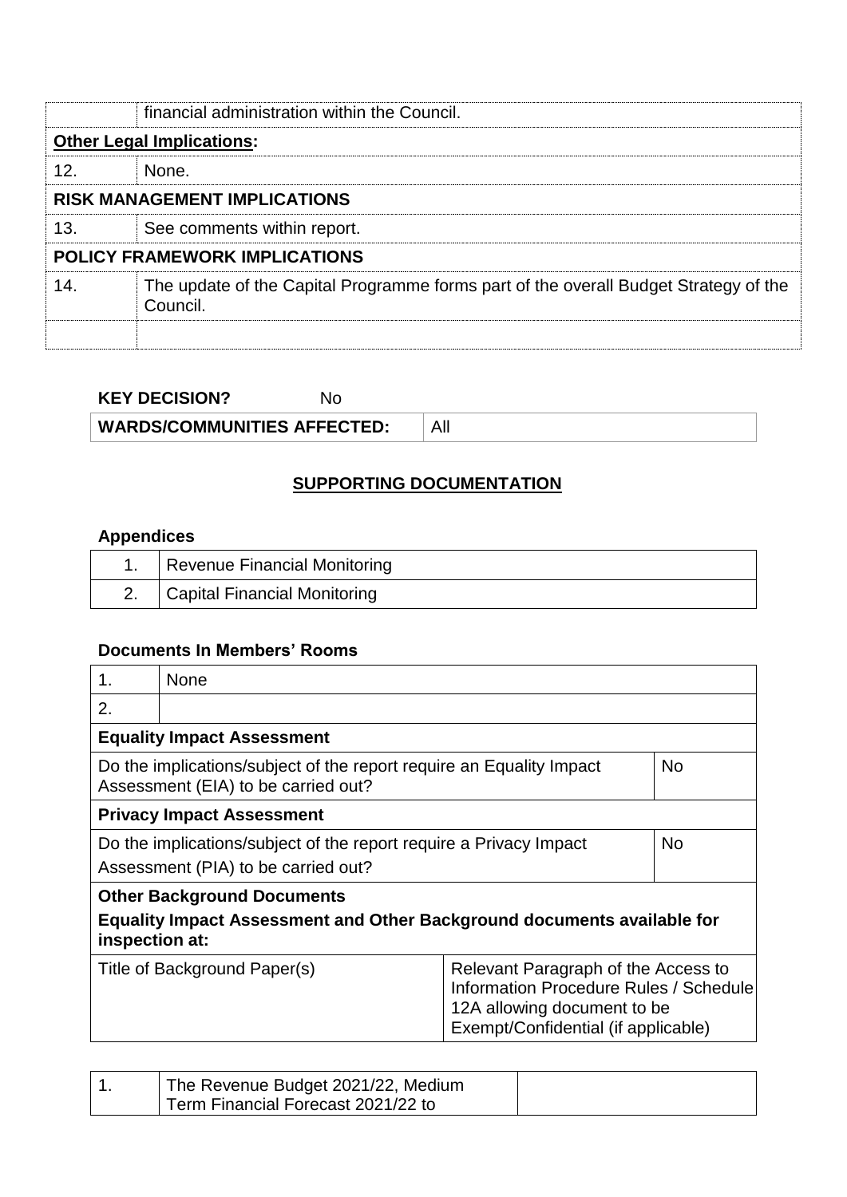| | financial administration within the Council. |
|---|---|
| **<u>Other Legal Implications</u>:** | |
| 12. | None. |
| **RISK MANAGEMENT IMPLICATIONS** | |
| 13. | See comments within report. |
| **POLICY FRAMEWORK IMPLICATIONS** | |
| 14. | The update of the Capital Programme forms part of the overall Budget Strategy of the Council. |
| | |

| **KEY DECISION?** | No |
|---|---|
| **WARDS/COMMUNITIES AFFECTED:** | All |

## <u>SUPPORTING DOCUMENTATION</u>

### Appendices

| | |
|---|---|
| 1. | Revenue Financial Monitoring |
| 2. | Capital Financial Monitoring |

### Documents In Members' Rooms

| | | |
|---|---|---|
| 1. | None | |
| 2. | | |
| **Equality Impact Assessment** | | |
| Do the implications/subject of the report require an Equality Impact Assessment (EIA) to be carried out? | | No |
| **Privacy Impact Assessment** | | |
| Do the implications/subject of the report require a Privacy Impact Assessment (PIA) to be carried out? | | No |
| **Other Background Documents**<br>**Equality Impact Assessment and Other Background documents available for inspection at:** | | |
| Title of Background Paper(s) | | Relevant Paragraph of the Access to Information Procedure Rules / Schedule 12A allowing document to be Exempt/Confidential (if applicable) |

| | | |
|---|---|---|
| 1. | The Revenue Budget 2021/22, Medium Term Financial Forecast 2021/22 to | |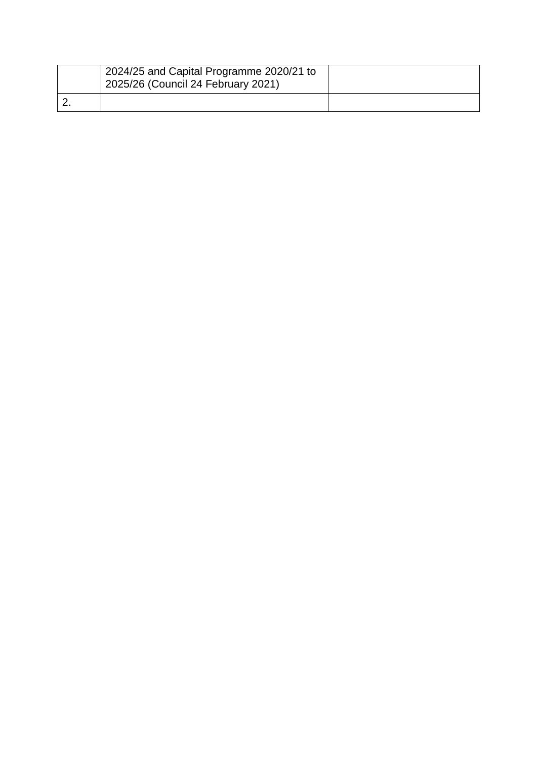| | | |
|---|---|---|
| | 2024/25 and Capital Programme 2020/21 to 2025/26 (Council 24 February 2021) | |
| 2. | | |